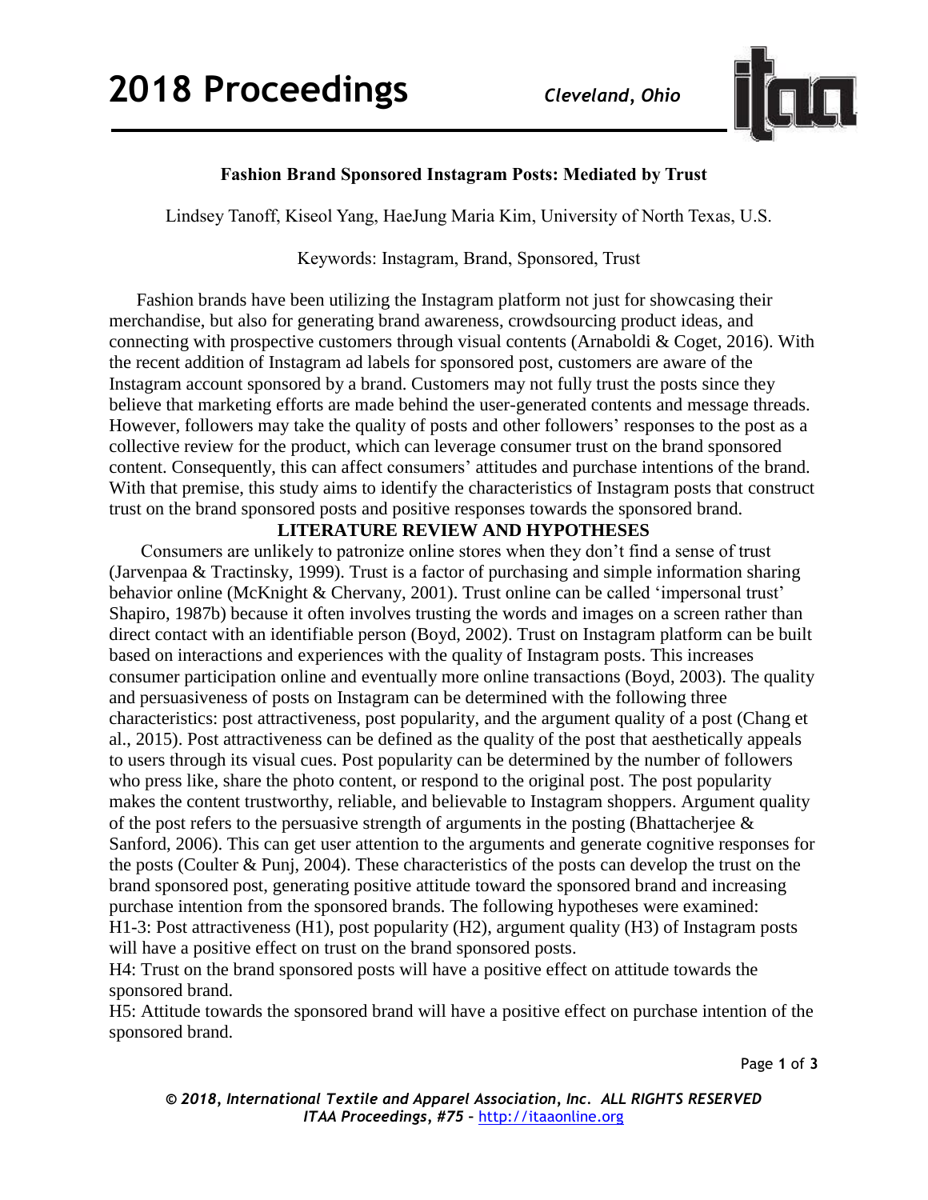# Fashion Brand Sponsored Instagram Posts: Mediated by Trust

Lindsey Tanoff, Kiseol Yang, HaeJung Maria Kim, University of North Texas, U.S.

Keywords: Instagram, Brand, Sponsored, Trust

Fashion brands have been utilizing the Instagram platform not just for showcasing their merchandise, but also for generating brand awareness, crowdsourcing product ideas, and connecting with prospective customers through visual contents (Arnaboldi & Coget, 2016). With the recent addition of Instagram ad labels for sponsored post, customers are aware of the Instagram account sponsored by a brand. Customers may not fully trust the posts since they believe that marketing efforts are made behind the user-generated contents and message threads. However, followers may take the quality of posts and other followers' responses to the post as a collective review for the product, which can leverage consumer trust on the brand sponsored content. Consequently, this can affect consumers' attitudes and purchase intentions of the brand. With that premise, this study aims to identify the characteristics of Instagram posts that construct trust on the brand sponsored posts and positive responses towards the sponsored brand.

## LITERATURE REVIEW AND HYPOTHESES

Consumers are unlikely to patronize online stores when they don't find a sense of trust (Jarvenpaa & Tractinsky, 1999). Trust is a factor of purchasing and simple information sharing behavior online (McKnight & Chervany, 2001). Trust online can be called 'impersonal trust' Shapiro, 1987b) because it often involves trusting the words and images on a screen rather than direct contact with an identifiable person (Boyd, 2002). Trust on Instagram platform can be built based on interactions and experiences with the quality of Instagram posts. This increases consumer participation online and eventually more online transactions (Boyd, 2003). The quality and persuasiveness of posts on Instagram can be determined with the following three characteristics: post attractiveness, post popularity, and the argument quality of a post (Chang et al., 2015). Post attractiveness can be defined as the quality of the post that aesthetically appeals to users through its visual cues. Post popularity can be determined by the number of followers who press like, share the photo content, or respond to the original post. The post popularity makes the content trustworthy, reliable, and believable to Instagram shoppers. Argument quality of the post refers to the persuasive strength of arguments in the posting (Bhattacherjee & Sanford, 2006). This can get user attention to the arguments and generate cognitive responses for the posts (Coulter & Punj, 2004). These characteristics of the posts can develop the trust on the brand sponsored post, generating positive attitude toward the sponsored brand and increasing purchase intention from the sponsored brands. The following hypotheses were examined:

H1-3: Post attractiveness (H1), post popularity (H2), argument quality (H3) of Instagram posts will have a positive effect on trust on the brand sponsored posts.

H4: Trust on the brand sponsored posts will have a positive effect on attitude towards the sponsored brand.

H5: Attitude towards the sponsored brand will have a positive effect on purchase intention of the sponsored brand.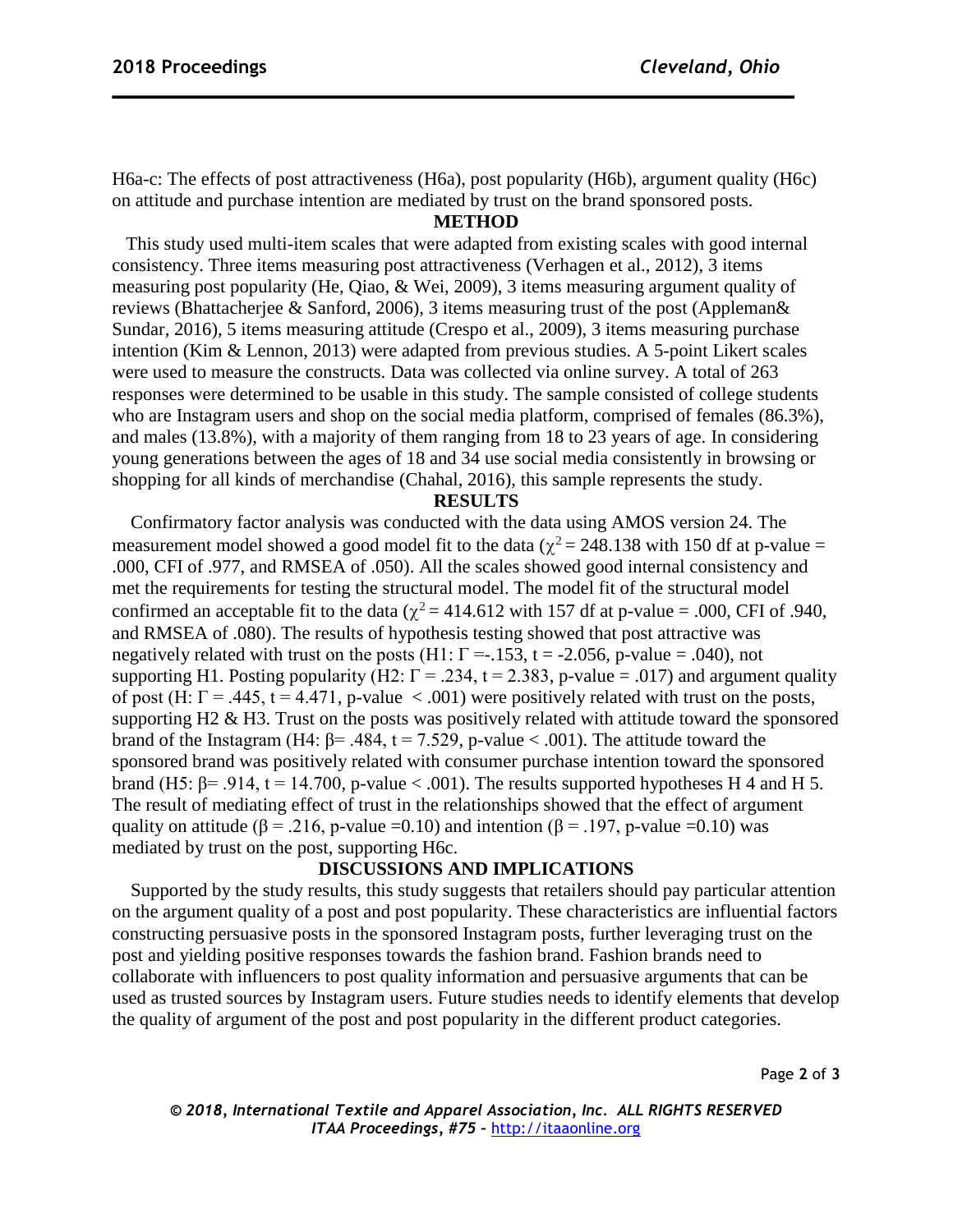H6a-c: The effects of post attractiveness (H6a), post popularity (H6b), argument quality (H6c) on attitude and purchase intention are mediated by trust on the brand sponsored posts.

## METHOD

This study used multi-item scales that were adapted from existing scales with good internal consistency. Three items measuring post attractiveness (Verhagen et al., 2012), 3 items measuring post popularity (He, Qiao, & Wei, 2009), 3 items measuring argument quality of reviews (Bhattacherjee & Sanford, 2006), 3 items measuring trust of the post (Appleman& Sundar, 2016), 5 items measuring attitude (Crespo et al., 2009), 3 items measuring purchase intention (Kim & Lennon, 2013) were adapted from previous studies. A 5-point Likert scales were used to measure the constructs. Data was collected via online survey. A total of 263 responses were determined to be usable in this study. The sample consisted of college students who are Instagram users and shop on the social media platform, comprised of females (86.3%), and males (13.8%), with a majority of them ranging from 18 to 23 years of age. In considering young generations between the ages of 18 and 34 use social media consistently in browsing or shopping for all kinds of merchandise (Chahal, 2016), this sample represents the study.

## RESULTS

Confirmatory factor analysis was conducted with the data using AMOS version 24. The measurement model showed a good model fit to the data ($\chi^2 = 248.138$ with 150 df at p-value = .000, CFI of .977, and RMSEA of .050). All the scales showed good internal consistency and met the requirements for testing the structural model. The model fit of the structural model confirmed an acceptable fit to the data ($\chi^2 = 414.612$ with 157 df at p-value = .000, CFI of .940, and RMSEA of .080). The results of hypothesis testing showed that post attractive was negatively related with trust on the posts (H1: $\Gamma = -.153$, $t = -2.056$, p-value = .040), not supporting H1. Posting popularity (H2: $\Gamma = .234$, $t = 2.383$, p-value = .017) and argument quality of post (H: $\Gamma = .445$, $t = 4.471$, p-value $< .001$) were positively related with trust on the posts, supporting H2 & H3. Trust on the posts was positively related with attitude toward the sponsored brand of the Instagram (H4: $\beta = .484$, $t = 7.529$, p-value $< .001$). The attitude toward the sponsored brand was positively related with consumer purchase intention toward the sponsored brand (H5: $\beta = .914$, $t = 14.700$, p-value $< .001$). The results supported hypotheses H 4 and H 5. The result of mediating effect of trust in the relationships showed that the effect of argument quality on attitude ($\beta = .216$, p-value =0.10) and intention ($\beta = .197$, p-value =0.10) was mediated by trust on the post, supporting H6c.

## DISCUSSIONS AND IMPLICATIONS

Supported by the study results, this study suggests that retailers should pay particular attention on the argument quality of a post and post popularity. These characteristics are influential factors constructing persuasive posts in the sponsored Instagram posts, further leveraging trust on the post and yielding positive responses towards the fashion brand. Fashion brands need to collaborate with influencers to post quality information and persuasive arguments that can be used as trusted sources by Instagram users. Future studies needs to identify elements that develop the quality of argument of the post and post popularity in the different product categories.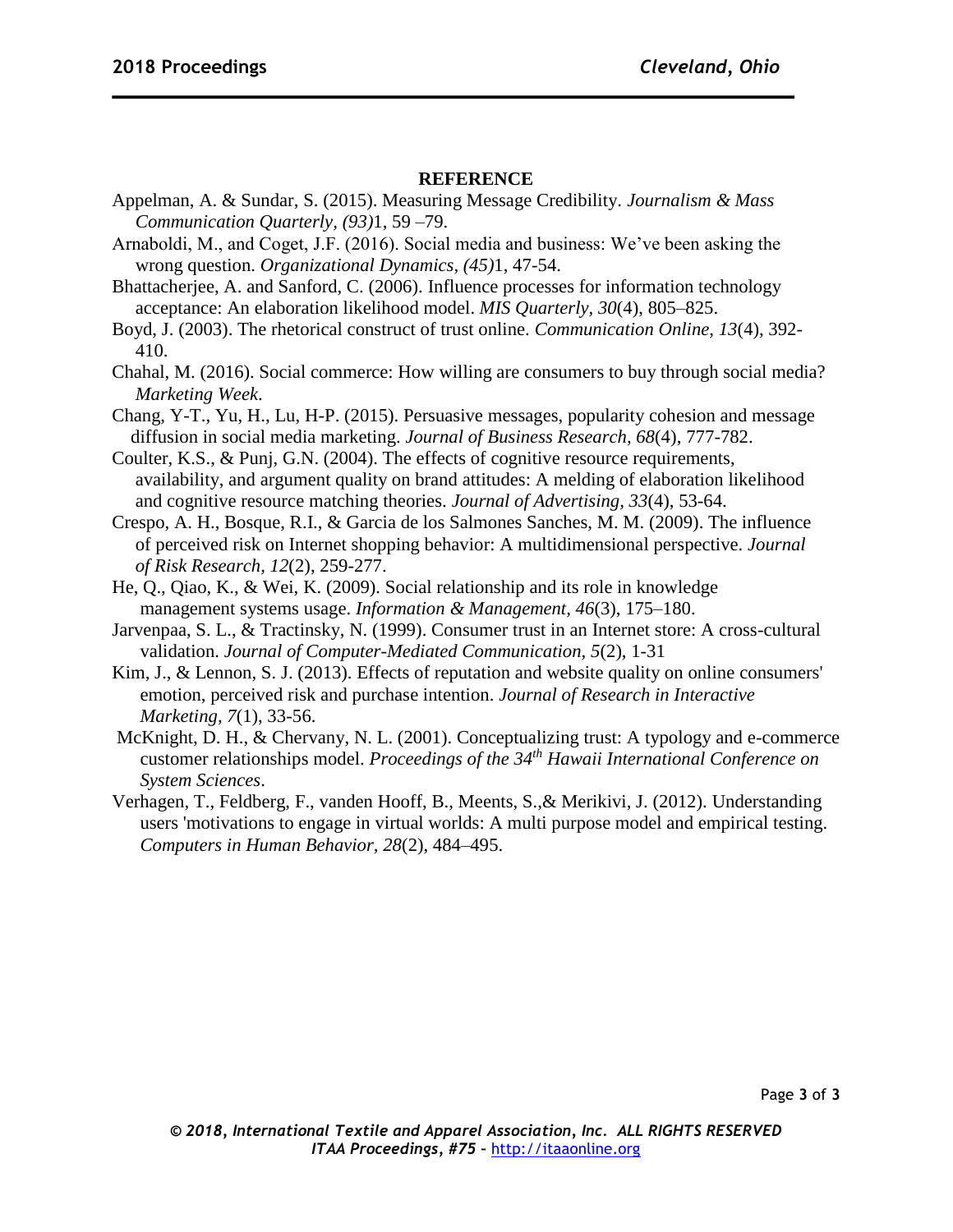## REFERENCE

Appelman, A. & Sundar, S. (2015). Measuring Message Credibility. *Journalism & Mass Communication Quarterly*, *(93)*1, 59 –79.

Arnaboldi, M., and Coget, J.F. (2016). Social media and business: We've been asking the wrong question. *Organizational Dynamics, (45)*1, 47-54.

Bhattacherjee, A. and Sanford, C. (2006). Influence processes for information technology acceptance: An elaboration likelihood model. *MIS Quarterly, 30*(4), 805–825.

Boyd, J. (2003). The rhetorical construct of trust online. *Communication Online, 13*(4), 392-410.

Chahal, M. (2016). Social commerce: How willing are consumers to buy through social media? *Marketing Week*.

Chang, Y-T., Yu, H., Lu, H-P. (2015). Persuasive messages, popularity cohesion and message diffusion in social media marketing. *Journal of Business Research, 68*(4), 777-782.

Coulter, K.S., & Punj, G.N. (2004). The effects of cognitive resource requirements, availability, and argument quality on brand attitudes: A melding of elaboration likelihood and cognitive resource matching theories. *Journal of Advertising, 33*(4), 53-64.

Crespo, A. H., Bosque, R.I., & Garcia de los Salmones Sanches, M. M. (2009). The influence of perceived risk on Internet shopping behavior: A multidimensional perspective. *Journal of Risk Research, 12*(2), 259-277.

He, Q., Qiao, K., & Wei, K. (2009). Social relationship and its role in knowledge management systems usage. *Information & Management, 46*(3), 175–180.

Jarvenpaa, S. L., & Tractinsky, N. (1999). Consumer trust in an Internet store: A cross-cultural validation. *Journal of Computer-Mediated Communication, 5*(2), 1-31

Kim, J., & Lennon, S. J. (2013). Effects of reputation and website quality on online consumers' emotion, perceived risk and purchase intention. *Journal of Research in Interactive Marketing, 7*(1), 33-56.

McKnight, D. H., & Chervany, N. L. (2001). Conceptualizing trust: A typology and e-commerce customer relationships model. *Proceedings of the 34th Hawaii International Conference on System Sciences*.

Verhagen, T., Feldberg, F., vanden Hooff, B., Meents, S.,& Merikivi, J. (2012). Understanding users 'motivations to engage in virtual worlds: A multi purpose model and empirical testing. *Computers in Human Behavior, 28*(2), 484–495.